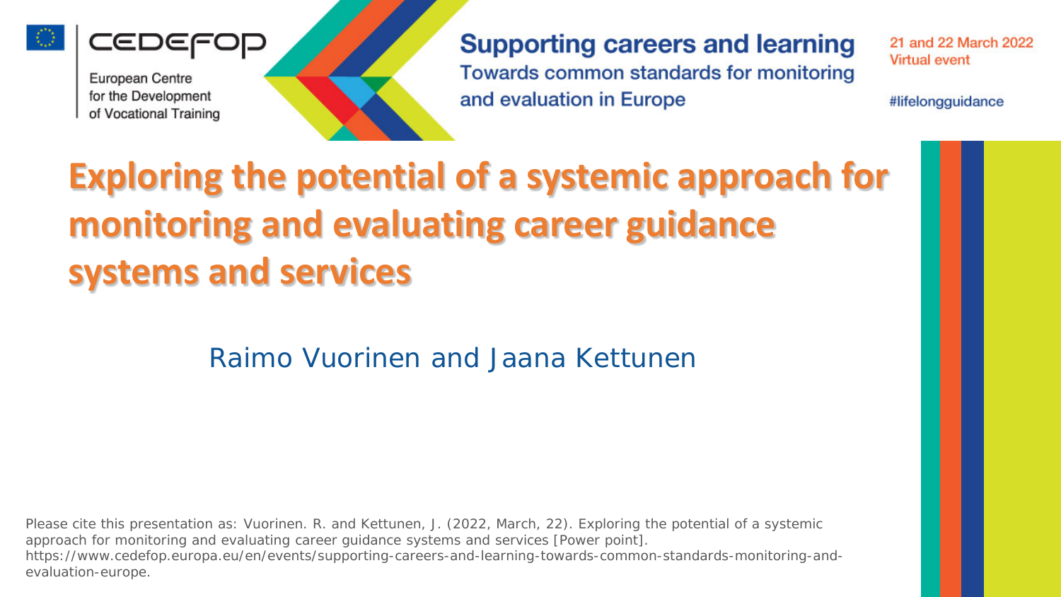CEDEFOP

European Centre for the Development of Vocational Training

**Supporting careers and learning**

Towards common standards for monitoring and evaluation in Europe

21 and 22 March 2022
Virtual event

#lifelongguidance

# Exploring the potential of a systemic approach for monitoring and evaluating career guidance systems and services

Raimo Vuorinen and Jaana Kettunen

Please cite this presentation as: Vuorinen. R. and Kettunen, J. (2022, March, 22). Exploring the potential of a systemic approach for monitoring and evaluating career guidance systems and services [Power point]. https://www.cedefop.europa.eu/en/events/supporting-careers-and-learning-towards-common-standards-monitoring-and-evaluation-europe.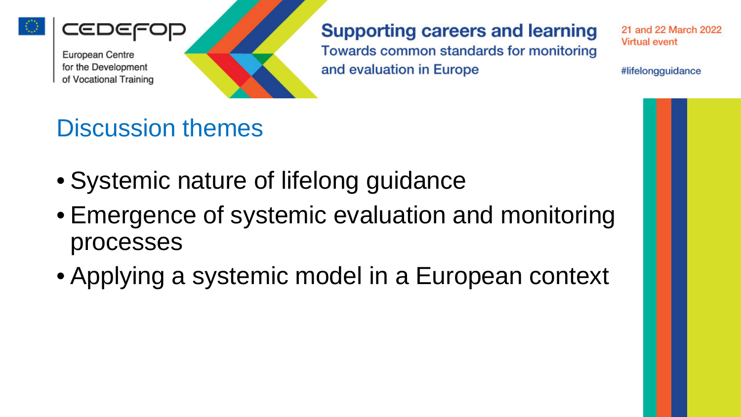## Discussion themes

- Systemic nature of lifelong guidance
- Emergence of systemic evaluation and monitoring processes
- Applying a systemic model in a European context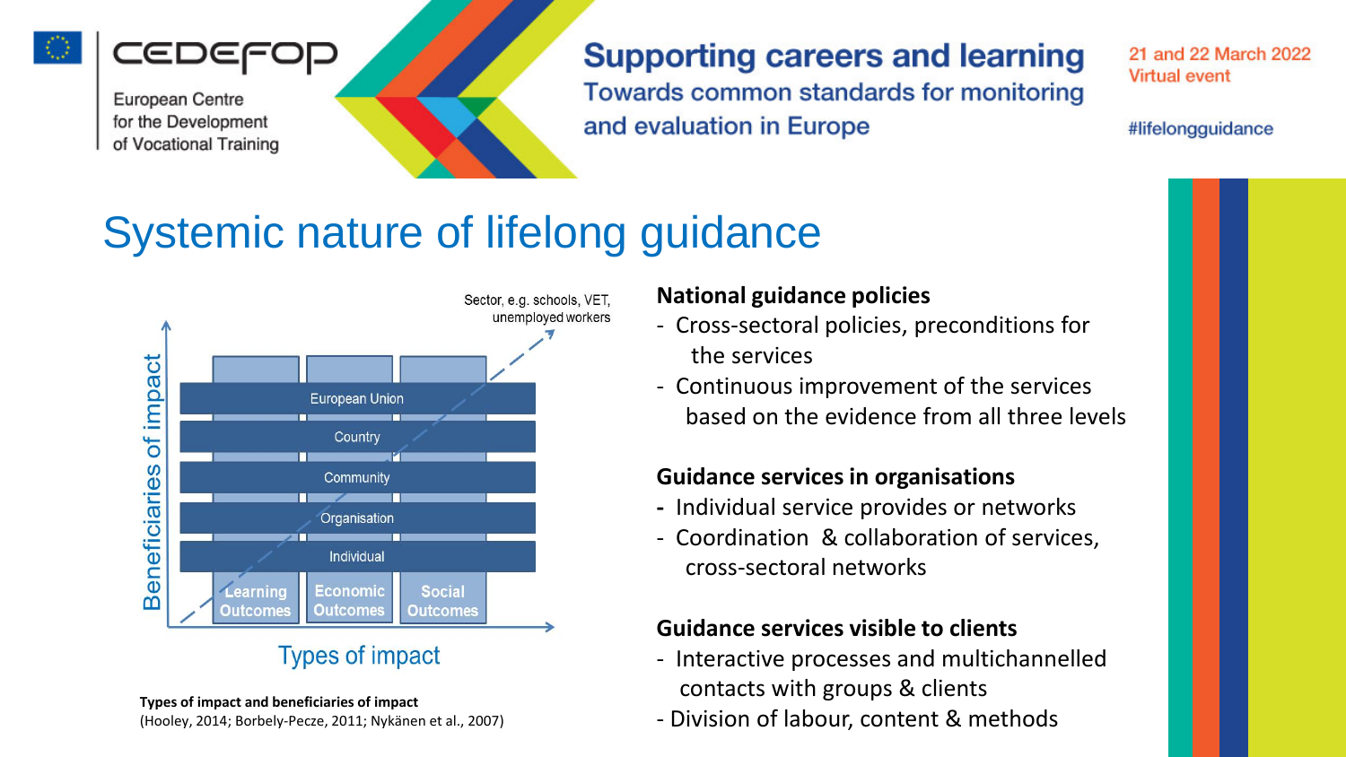# Systemic nature of lifelong guidance

Sector, e.g. schools, VET, unemployed workers

European Union
Country
Community
Organisation
Individual

Learning Outcomes | Economic Outcomes | Social Outcomes

Beneficiaries of impact

Types of impact

**Types of impact and beneficiaries of impact**
(Hooley, 2014; Borbely-Pecze, 2011; Nykänen et al., 2007)

**National guidance policies**

- Cross-sectoral policies, preconditions for the services
- Continuous improvement of the services based on the evidence from all three levels

**Guidance services in organisations**

- Individual service provides or networks
- Coordination & collaboration of services, cross-sectoral networks

**Guidance services visible to clients**

- Interactive processes and multichannelled contacts with groups & clients
- Division of labour, content & methods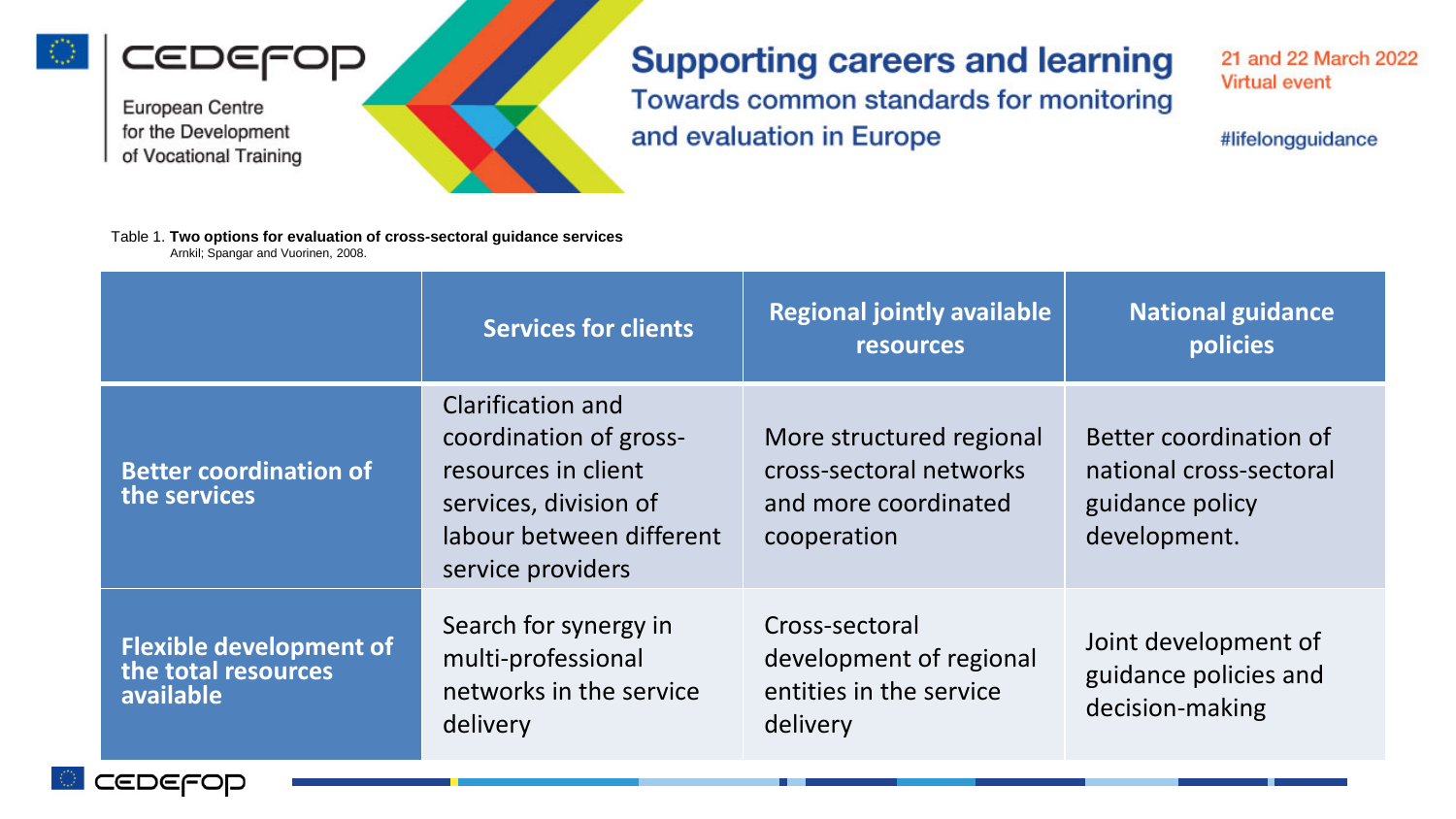Table 1. **Two options for evaluation of cross-sectoral guidance services**
Arnkil; Spangar and Vuorinen, 2008.

| | Services for clients | Regional jointly available resources | National guidance policies |
|---|---|---|---|
| **Better coordination of the services** | Clarification and coordination of gross-resources in client services, division of labour between different service providers | More structured regional cross-sectoral networks and more coordinated cooperation | Better coordination of national cross-sectoral guidance policy development. |
| **Flexible development of the total resources available** | Search for synergy in multi-professional networks in the service delivery | Cross-sectoral development of regional entities in the service delivery | Joint development of guidance policies and decision-making |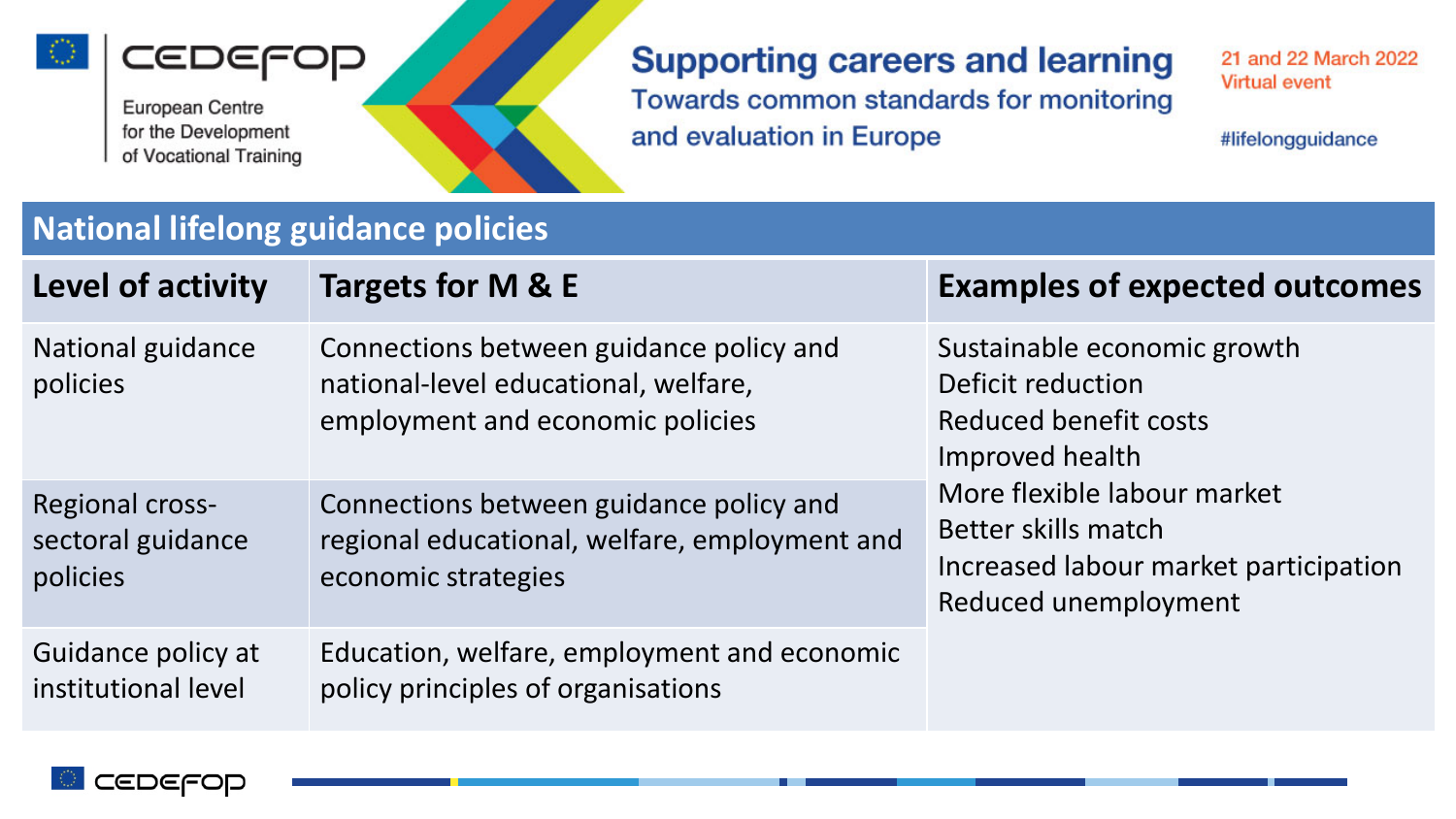## National lifelong guidance policies

| Level of activity | Targets for M & E | Examples of expected outcomes |
|---|---|---|
| National guidance policies | Connections between guidance policy and national-level educational, welfare, employment and economic policies | Sustainable economic growth<br>Deficit reduction<br>Reduced benefit costs<br>Improved health<br>More flexible labour market<br>Better skills match<br>Increased labour market participation<br>Reduced unemployment |
| Regional cross-sectoral guidance policies | Connections between guidance policy and regional educational, welfare, employment and economic strategies | |
| Guidance policy at institutional level | Education, welfare, employment and economic policy principles of organisations | |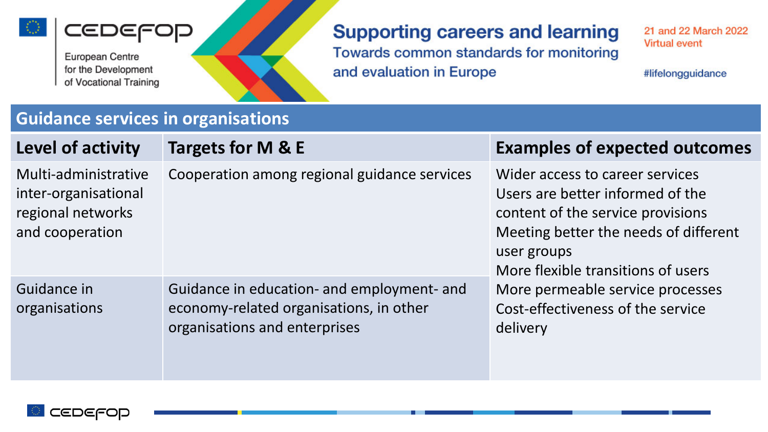## Guidance services in organisations

| Level of activity | Targets for M & E | Examples of expected outcomes |
|---|---|---|
| Multi-administrative inter-organisational regional networks and cooperation | Cooperation among regional guidance services | Wider access to career services<br>Users are better informed of the content of the service provisions<br>Meeting better the needs of different user groups<br>More flexible transitions of users<br>More permeable service processes<br>Cost-effectiveness of the service delivery |
| Guidance in organisations | Guidance in education- and employment- and economy-related organisations, in other organisations and enterprises | |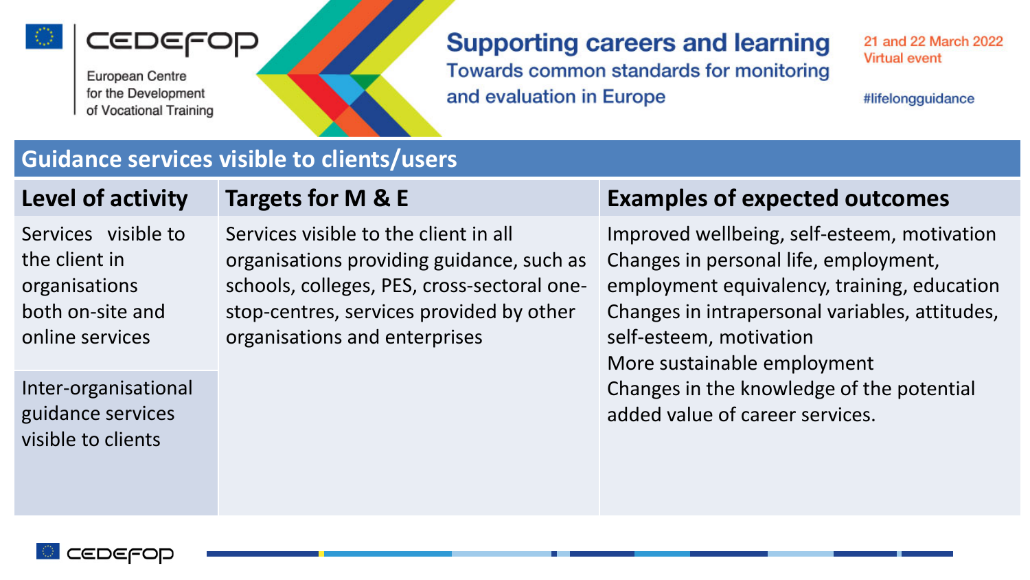## Guidance services visible to clients/users

| Level of activity | Targets for M & E | Examples of expected outcomes |
|---|---|---|
| Services visible to the client in organisations both on-site and online services<br><br>Inter-organisational guidance services visible to clients | Services visible to the client in all organisations providing guidance, such as schools, colleges, PES, cross-sectoral one-stop-centres, services provided by other organisations and enterprises | Improved wellbeing, self-esteem, motivation<br>Changes in personal life, employment, employment equivalency, training, education<br>Changes in intrapersonal variables, attitudes, self-esteem, motivation<br>More sustainable employment<br>Changes in the knowledge of the potential added value of career services. |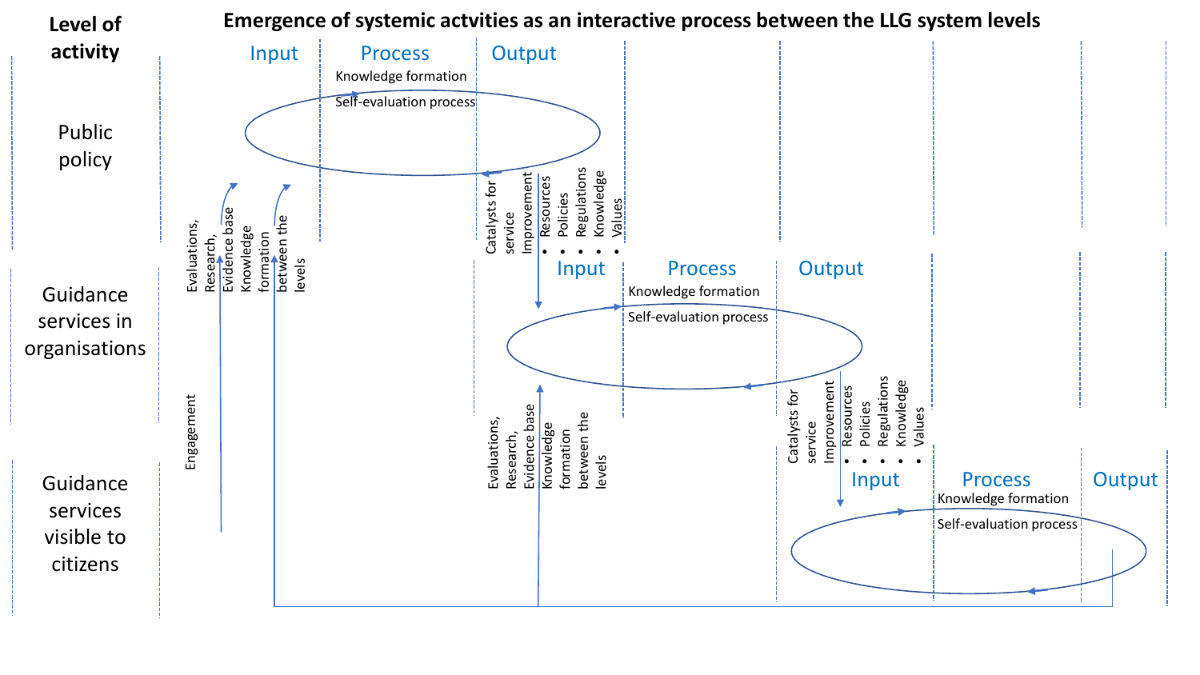**Level of activity**

**Emergence of systemic actvities as an interactive process between the LLG system levels**

**Public policy**

Input | Process | Output

Knowledge formation

Self-evaluation process

Catalysts for service Improvement

- Resources
- Policies
- Regulations
- Knowledge
- Values

Evaluations, Research, Evidence base

Knowledge formation between the levels

**Guidance services in organisations**

Input | Process | Output

Knowledge formation

Self-evaluation process

Catalysts for service Improvement

- Resources
- Policies
- Regulations
- Knowledge
- Values

Evaluations, Research, Evidence base

Knowledge formation between the levels

Engagement

**Guidance services visible to citizens**

Input | Process | Output

Knowledge formation

Self-evaluation process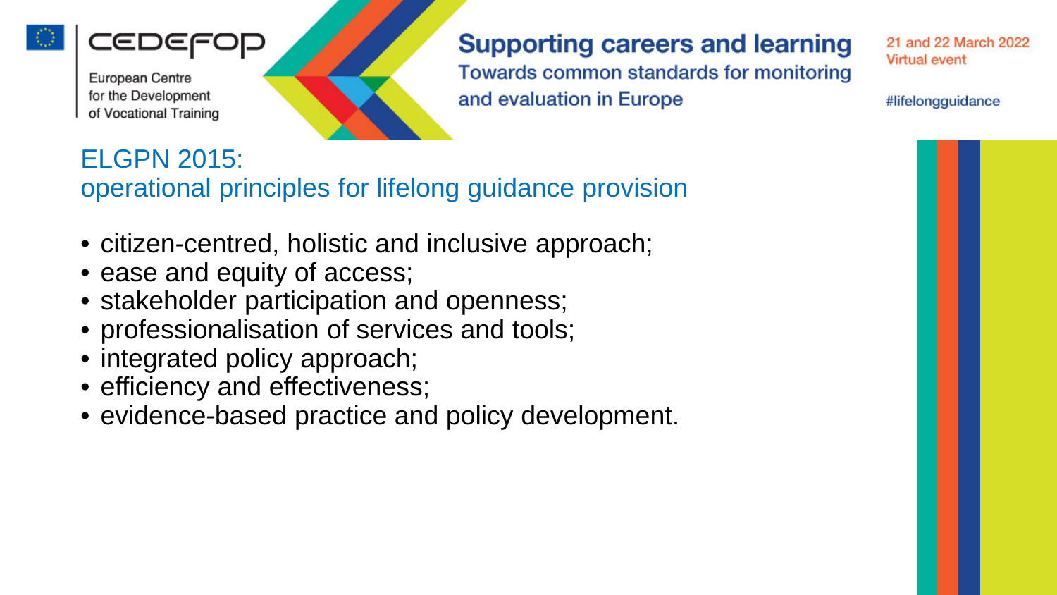## ELGPN 2015:
## operational principles for lifelong guidance provision

- citizen-centred, holistic and inclusive approach;
- ease and equity of access;
- stakeholder participation and openness;
- professionalisation of services and tools;
- integrated policy approach;
- efficiency and effectiveness;
- evidence-based practice and policy development.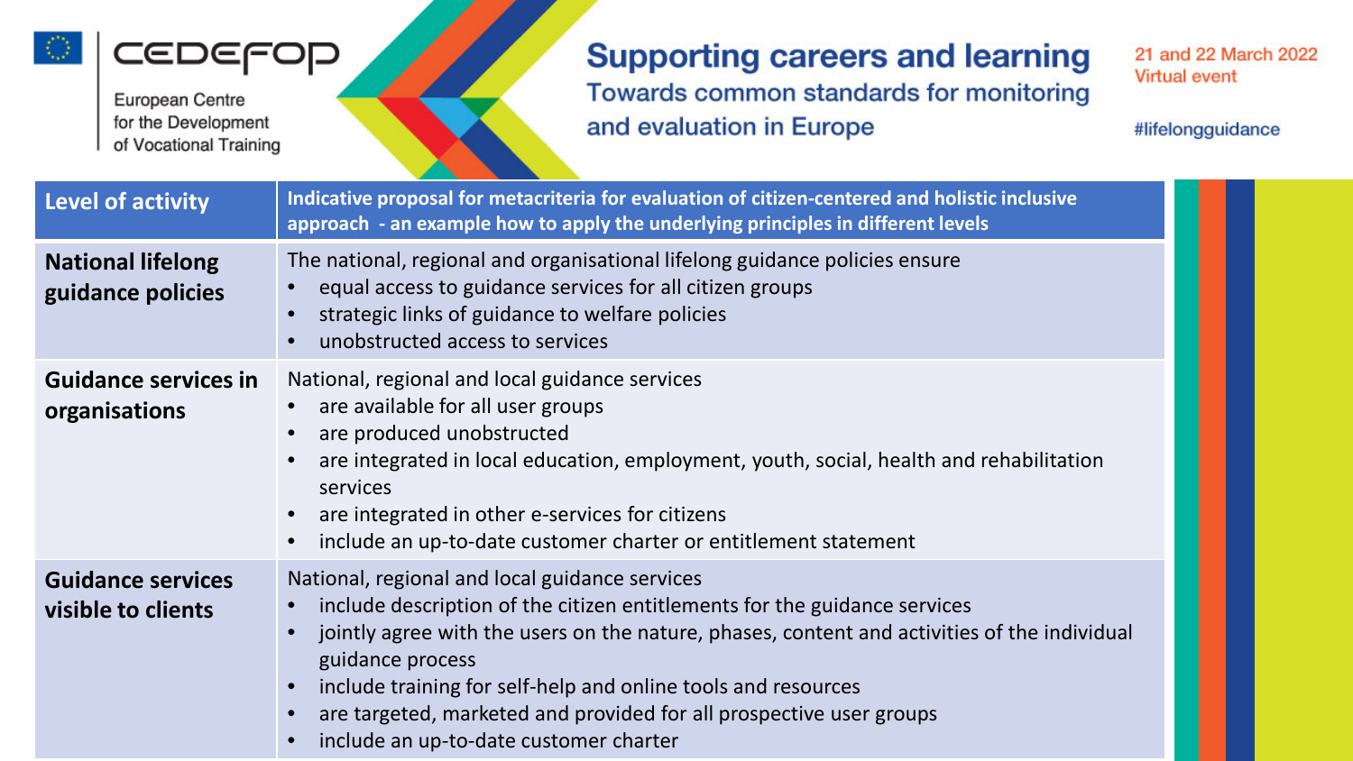# Supporting careers and learning

## Towards common standards for monitoring and evaluation in Europe

| Level of activity | Indicative proposal for metacriteria for evaluation of citizen-centered and holistic inclusive approach - an example how to apply the underlying principles in different levels |
|---|---|
| **National lifelong guidance policies** | The national, regional and organisational lifelong guidance policies ensure<br>• equal access to guidance services for all citizen groups<br>• strategic links of guidance to welfare policies<br>• unobstructed access to services |
| **Guidance services in organisations** | National, regional and local guidance services<br>• are available for all user groups<br>• are produced unobstructed<br>• are integrated in local education, employment, youth, social, health and rehabilitation services<br>• are integrated in other e-services for citizens<br>• include an up-to-date customer charter or entitlement statement |
| **Guidance services visible to clients** | National, regional and local guidance services<br>• include description of the citizen entitlements for the guidance services<br>• jointly agree with the users on the nature, phases, content and activities of the individual guidance process<br>• include training for self-help and online tools and resources<br>• are targeted, marketed and provided for all prospective user groups<br>• include an up-to-date customer charter |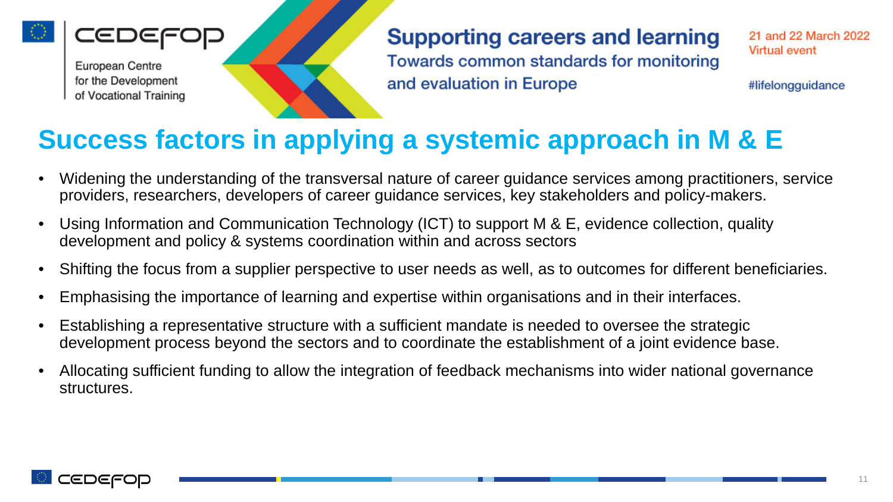## Success factors in applying a systemic approach in M & E

- Widening the understanding of the transversal nature of career guidance services among practitioners, service providers, researchers, developers of career guidance services, key stakeholders and policy-makers.
- Using Information and Communication Technology (ICT) to support M & E, evidence collection, quality development and policy & systems coordination within and across sectors
- Shifting the focus from a supplier perspective to user needs as well, as to outcomes for different beneficiaries.
- Emphasising the importance of learning and expertise within organisations and in their interfaces.
- Establishing a representative structure with a sufficient mandate is needed to oversee the strategic development process beyond the sectors and to coordinate the establishment of a joint evidence base.
- Allocating sufficient funding to allow the integration of feedback mechanisms into wider national governance structures.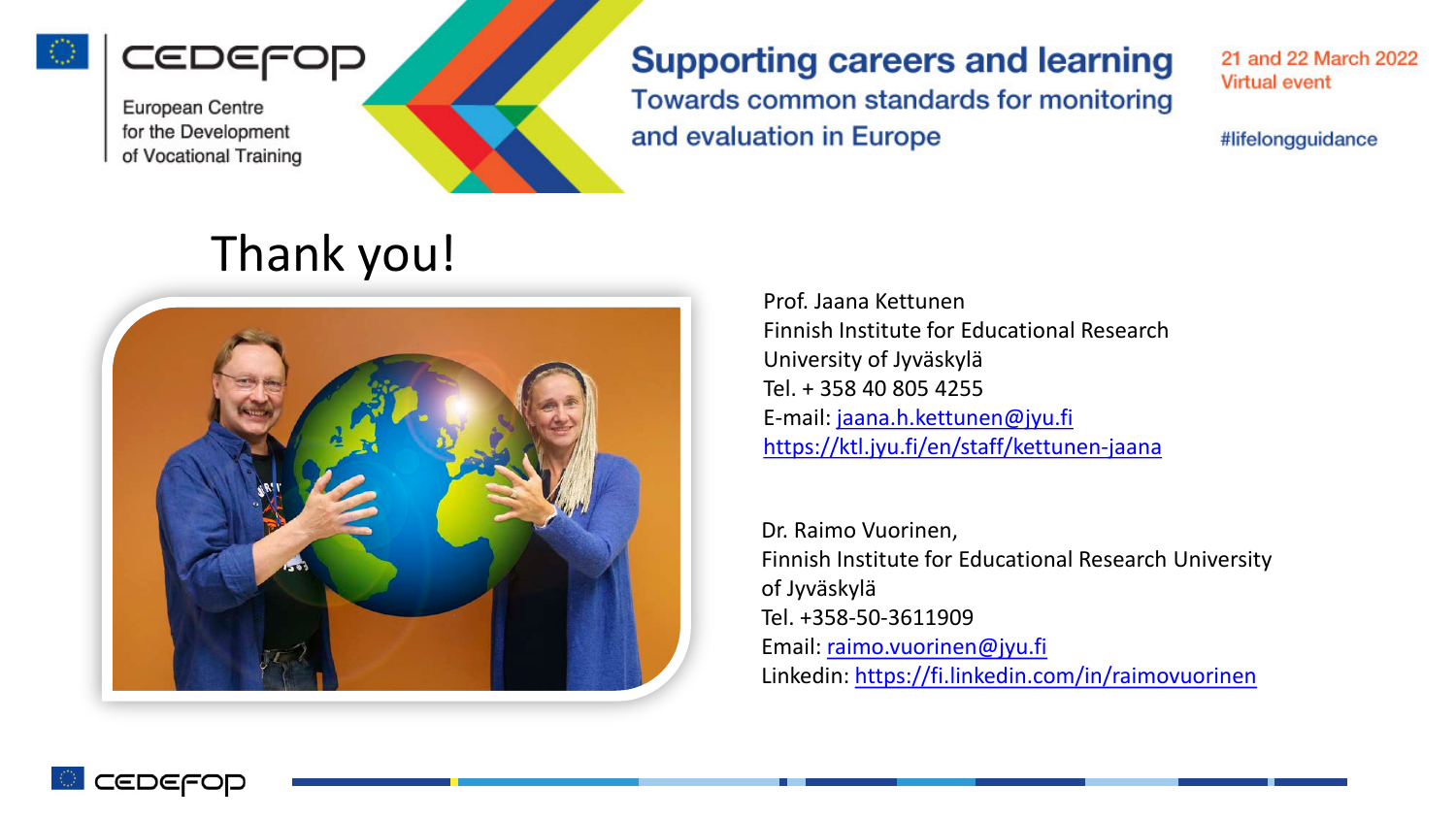Supporting careers and learning

Towards common standards for monitoring and evaluation in Europe

21 and 22 March 2022
Virtual event

#lifelongguidance

# Thank you!

Prof. Jaana Kettunen
Finnish Institute for Educational Research
University of Jyväskylä
Tel. + 358 40 805 4255
E-mail: jaana.h.kettunen@jyu.fi
https://ktl.jyu.fi/en/staff/kettunen-jaana

Dr. Raimo Vuorinen,
Finnish Institute for Educational Research University of Jyväskylä
Tel. +358-50-3611909
Email: raimo.vuorinen@jyu.fi
Linkedin: https://fi.linkedin.com/in/raimovuorinen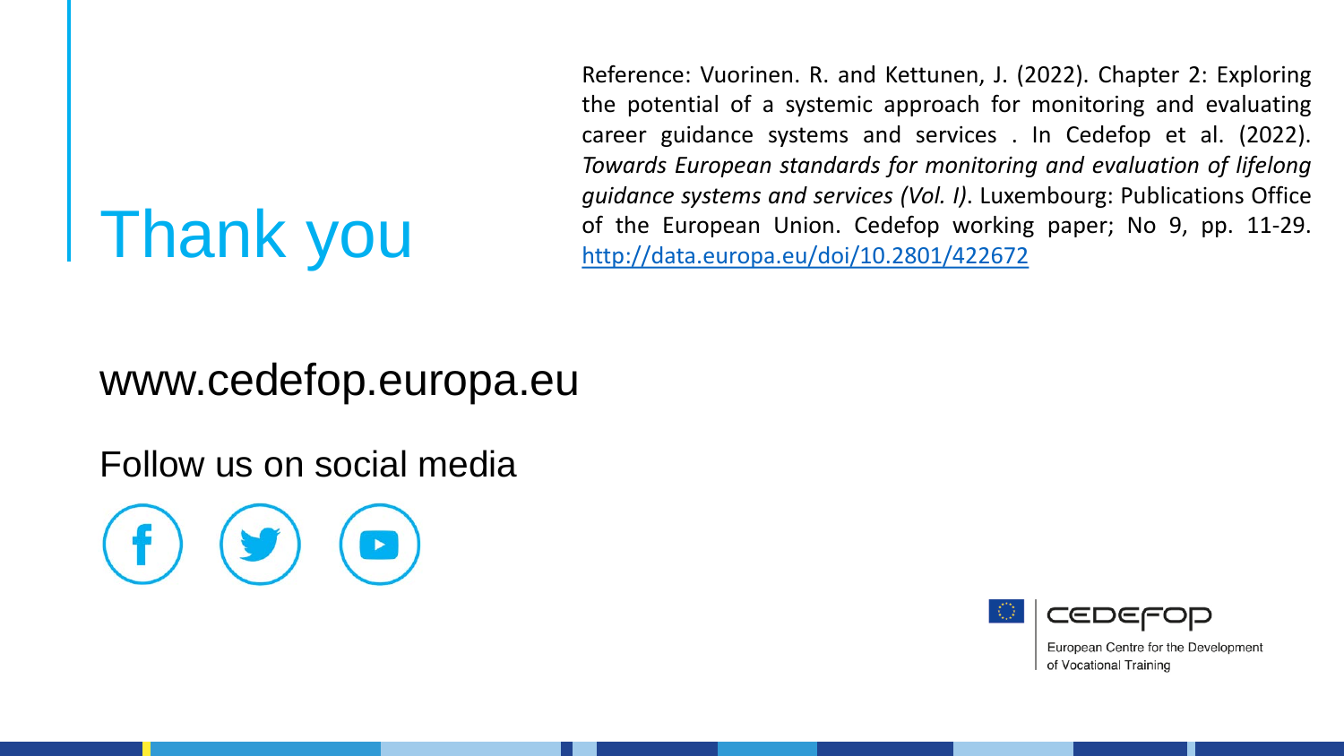# Thank you

Reference: Vuorinen. R. and Kettunen, J. (2022). Chapter 2: Exploring the potential of a systemic approach for monitoring and evaluating career guidance systems and services . In Cedefop et al. (2022). *Towards European standards for monitoring and evaluation of lifelong guidance systems and services (Vol. I)*. Luxembourg: Publications Office of the European Union. Cedefop working paper; No 9, pp. 11-29. http://data.europa.eu/doi/10.2801/422672

www.cedefop.europa.eu

Follow us on social media

CEDEFOP

European Centre for the Development of Vocational Training